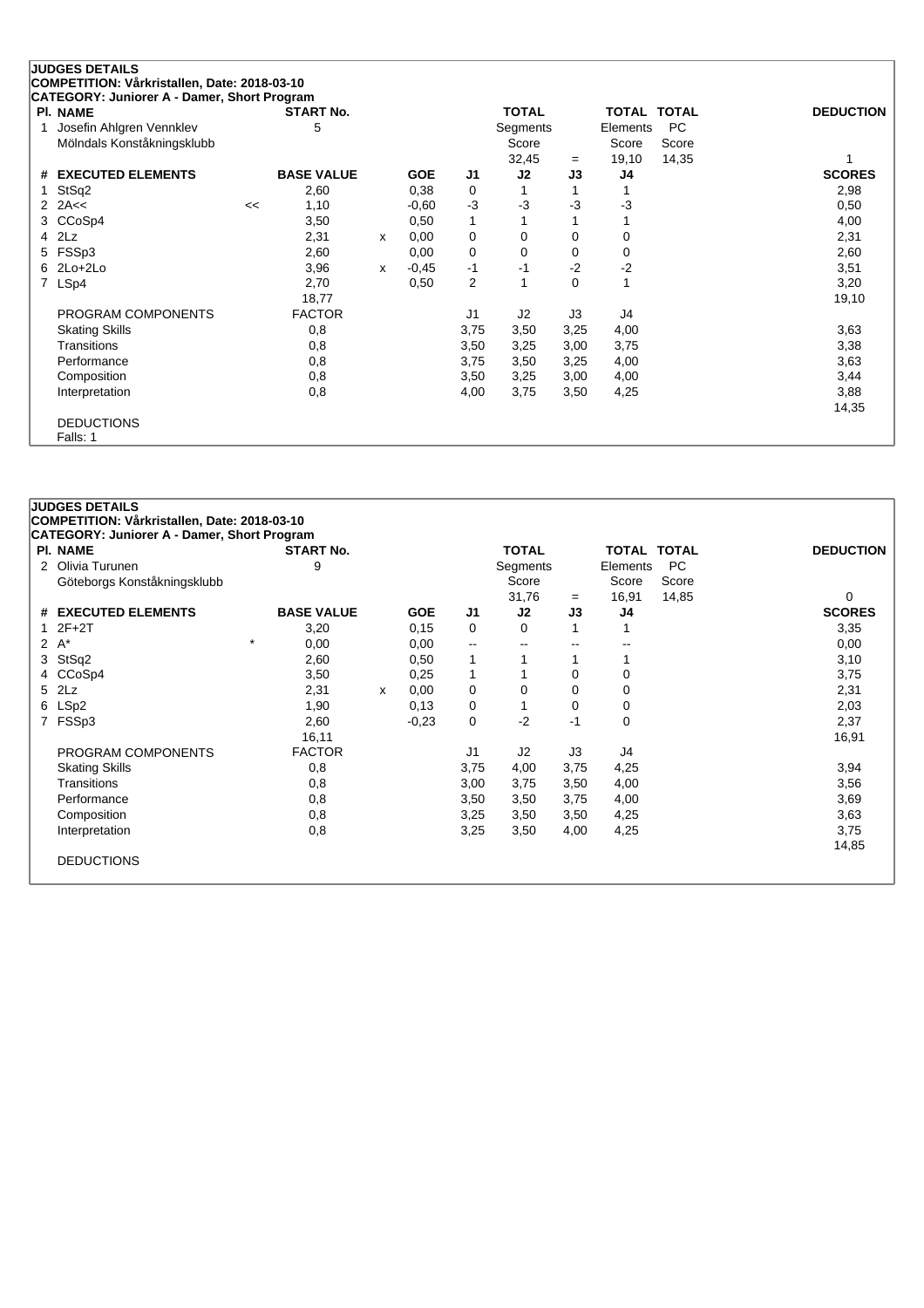## JUDGES DETAILS

**COMPETITION: Vårkristallen, Date: 2018-03-10**

**CATEGORY: Juniorer A - Damer, Short Program**

| Pl. | NAME | START No. | TOTAL Segments Score | = | TOTAL Elements Score | TOTAL PC Score | DEDUCTION |
|---|---|---|---|---|---|---|---|
| 1 | Josefin Ahlgren Vennklev<br>Mölndals Konståkningsklubb | 5 | 32,45 | = | 19,10 | 14,35 | 1 |

| # | EXECUTED ELEMENTS | | BASE VALUE | | GOE | J1 | J2 | J3 | J4 | SCORES |
|---|---|---|---|---|---|---|---|---|---|---|
| 1 | StSq2 | | 2,60 | | 0,38 | 0 | 1 | 1 | 1 | 2,98 |
| 2 | 2A<< | << | 1,10 | | -0,60 | -3 | -3 | -3 | -3 | 0,50 |
| 3 | CCoSp4 | | 3,50 | | 0,50 | 1 | 1 | 1 | 1 | 4,00 |
| 4 | 2Lz | | 2,31 | x | 0,00 | 0 | 0 | 0 | 0 | 2,31 |
| 5 | FSSp3 | | 2,60 | | 0,00 | 0 | 0 | 0 | 0 | 2,60 |
| 6 | 2Lo+2Lo | | 3,96 | x | -0,45 | -1 | -1 | -2 | -2 | 3,51 |
| 7 | LSp4 | | 2,70 | | 0,50 | 2 | 1 | 0 | 1 | 3,20 |
| | | | 18,77 | | | | | | | 19,10 |

| PROGRAM COMPONENTS | FACTOR | J1 | J2 | J3 | J4 | |
|---|---|---|---|---|---|---|
| Skating Skills | 0,8 | 3,75 | 3,50 | 3,25 | 4,00 | 3,63 |
| Transitions | 0,8 | 3,50 | 3,25 | 3,00 | 3,75 | 3,38 |
| Performance | 0,8 | 3,75 | 3,50 | 3,25 | 4,00 | 3,63 |
| Composition | 0,8 | 3,50 | 3,25 | 3,00 | 4,00 | 3,44 |
| Interpretation | 0,8 | 4,00 | 3,75 | 3,50 | 4,25 | 3,88 |
| | | | | | | 14,35 |

DEDUCTIONS

Falls: 1

## JUDGES DETAILS

**COMPETITION: Vårkristallen, Date: 2018-03-10**

**CATEGORY: Juniorer A - Damer, Short Program**

| Pl. | NAME | START No. | TOTAL Segments Score | = | TOTAL Elements Score | TOTAL PC Score | DEDUCTION |
|---|---|---|---|---|---|---|---|
| 2 | Olivia Turunen<br>Göteborgs Konståkningsklubb | 9 | 31,76 | = | 16,91 | 14,85 | 0 |

| # | EXECUTED ELEMENTS | | BASE VALUE | | GOE | J1 | J2 | J3 | J4 | SCORES |
|---|---|---|---|---|---|---|---|---|---|---|
| 1 | 2F+2T | | 3,20 | | 0,15 | 0 | 0 | 1 | 1 | 3,35 |
| 2 | A* | * | 0,00 | | 0,00 | -- | -- | -- | -- | 0,00 |
| 3 | StSq2 | | 2,60 | | 0,50 | 1 | 1 | 1 | 1 | 3,10 |
| 4 | CCoSp4 | | 3,50 | | 0,25 | 1 | 1 | 0 | 0 | 3,75 |
| 5 | 2Lz | | 2,31 | x | 0,00 | 0 | 0 | 0 | 0 | 2,31 |
| 6 | LSp2 | | 1,90 | | 0,13 | 0 | 1 | 0 | 0 | 2,03 |
| 7 | FSSp3 | | 2,60 | | -0,23 | 0 | -2 | -1 | 0 | 2,37 |
| | | | 16,11 | | | | | | | 16,91 |

| PROGRAM COMPONENTS | FACTOR | J1 | J2 | J3 | J4 | |
|---|---|---|---|---|---|---|
| Skating Skills | 0,8 | 3,75 | 4,00 | 3,75 | 4,25 | 3,94 |
| Transitions | 0,8 | 3,00 | 3,75 | 3,50 | 4,00 | 3,56 |
| Performance | 0,8 | 3,50 | 3,50 | 3,75 | 4,00 | 3,69 |
| Composition | 0,8 | 3,25 | 3,50 | 3,50 | 4,25 | 3,63 |
| Interpretation | 0,8 | 3,25 | 3,50 | 4,00 | 4,25 | 3,75 |
| | | | | | | 14,85 |

DEDUCTIONS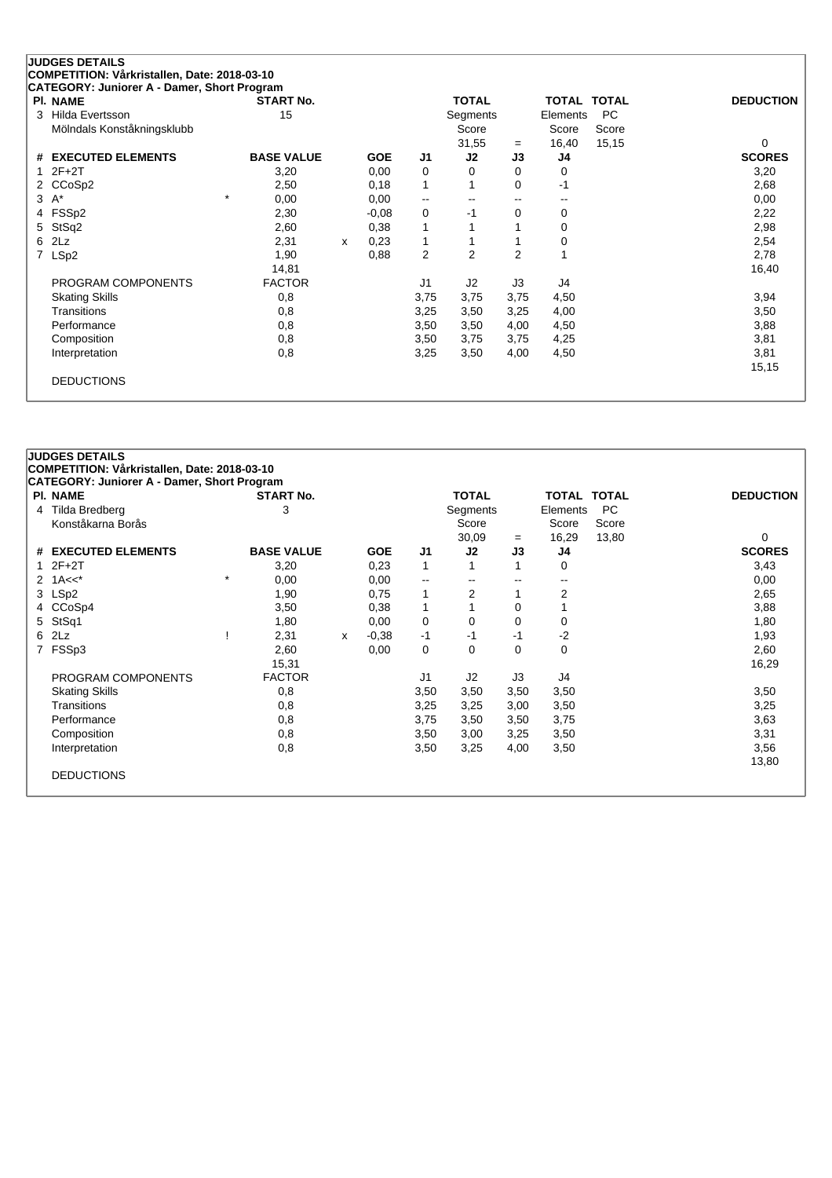## JUDGES DETAILS

**COMPETITION: Vårkristallen, Date: 2018-03-10**

**CATEGORY: Juniorer A - Damer, Short Program**

| Pl. | NAME | START No. | TOTAL Segments Score | = | TOTAL Elements Score | TOTAL PC Score | DEDUCTION |
|---|---|---|---|---|---|---|---|
| 3 | Hilda Evertsson<br>Mölndals Konståkningsklubb | 15 | 31,55 | = | 16,40 | 15,15 | 0 |

| # | EXECUTED ELEMENTS | | BASE VALUE | | GOE | J1 | J2 | J3 | J4 | SCORES |
|---|---|---|---|---|---|---|---|---|---|---|
| 1 | 2F+2T | | 3,20 | | 0,00 | 0 | 0 | 0 | 0 | 3,20 |
| 2 | CCoSp2 | | 2,50 | | 0,18 | 1 | 1 | 0 | -1 | 2,68 |
| 3 | A* | * | 0,00 | | 0,00 | -- | -- | -- | -- | 0,00 |
| 4 | FSSp2 | | 2,30 | | -0,08 | 0 | -1 | 0 | 0 | 2,22 |
| 5 | StSq2 | | 2,60 | | 0,38 | 1 | 1 | 1 | 0 | 2,98 |
| 6 | 2Lz | | 2,31 | x | 0,23 | 1 | 1 | 1 | 0 | 2,54 |
| 7 | LSp2 | | 1,90 | | 0,88 | 2 | 2 | 2 | 1 | 2,78 |
| | | | 14,81 | | | | | | | 16,40 |

| PROGRAM COMPONENTS | FACTOR | J1 | J2 | J3 | J4 | |
|---|---|---|---|---|---|---|
| Skating Skills | 0,8 | 3,75 | 3,75 | 3,75 | 4,50 | 3,94 |
| Transitions | 0,8 | 3,25 | 3,50 | 3,25 | 4,00 | 3,50 |
| Performance | 0,8 | 3,50 | 3,50 | 4,00 | 4,50 | 3,88 |
| Composition | 0,8 | 3,50 | 3,75 | 3,75 | 4,25 | 3,81 |
| Interpretation | 0,8 | 3,25 | 3,50 | 4,00 | 4,50 | 3,81 |
| | | | | | | 15,15 |

DEDUCTIONS

## JUDGES DETAILS

**COMPETITION: Vårkristallen, Date: 2018-03-10**

**CATEGORY: Juniorer A - Damer, Short Program**

| Pl. | NAME | START No. | TOTAL Segments Score | = | TOTAL Elements Score | TOTAL PC Score | DEDUCTION |
|---|---|---|---|---|---|---|---|
| 4 | Tilda Bredberg<br>Konståkarna Borås | 3 | 30,09 | = | 16,29 | 13,80 | 0 |

| # | EXECUTED ELEMENTS | | BASE VALUE | | GOE | J1 | J2 | J3 | J4 | SCORES |
|---|---|---|---|---|---|---|---|---|---|---|
| 1 | 2F+2T | | 3,20 | | 0,23 | 1 | 1 | 1 | 0 | 3,43 |
| 2 | 1A<<* | * | 0,00 | | 0,00 | -- | -- | -- | -- | 0,00 |
| 3 | LSp2 | | 1,90 | | 0,75 | 1 | 2 | 1 | 2 | 2,65 |
| 4 | CCoSp4 | | 3,50 | | 0,38 | 1 | 1 | 0 | 1 | 3,88 |
| 5 | StSq1 | | 1,80 | | 0,00 | 0 | 0 | 0 | 0 | 1,80 |
| 6 | 2Lz | ! | 2,31 | x | -0,38 | -1 | -1 | -1 | -2 | 1,93 |
| 7 | FSSp3 | | 2,60 | | 0,00 | 0 | 0 | 0 | 0 | 2,60 |
| | | | 15,31 | | | | | | | 16,29 |

| PROGRAM COMPONENTS | FACTOR | J1 | J2 | J3 | J4 | |
|---|---|---|---|---|---|---|
| Skating Skills | 0,8 | 3,50 | 3,50 | 3,50 | 3,50 | 3,50 |
| Transitions | 0,8 | 3,25 | 3,25 | 3,00 | 3,50 | 3,25 |
| Performance | 0,8 | 3,75 | 3,50 | 3,50 | 3,75 | 3,63 |
| Composition | 0,8 | 3,50 | 3,00 | 3,25 | 3,50 | 3,31 |
| Interpretation | 0,8 | 3,50 | 3,25 | 4,00 | 3,50 | 3,56 |
| | | | | | | 13,80 |

DEDUCTIONS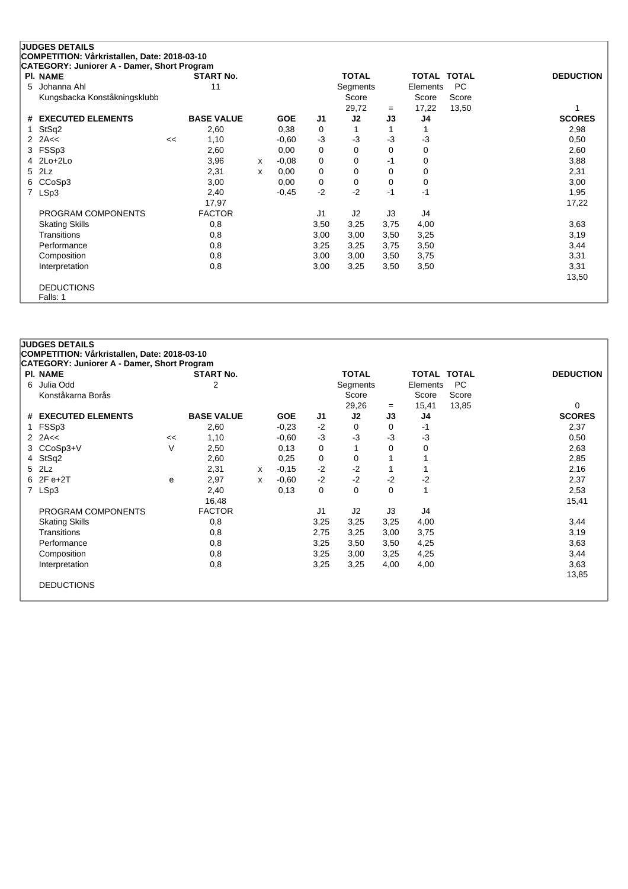## JUDGES DETAILS

**COMPETITION: Vårkristallen, Date: 2018-03-10**

**CATEGORY: Juniorer A - Damer, Short Program**

| Pl. | NAME | START No. | TOTAL Segments Score | = | TOTAL Elements Score | TOTAL PC Score | DEDUCTION |
|---|---|---|---|---|---|---|---|
| 5 | Johanna Ahl<br>Kungsbacka Konståkningsklubb | 11 | 29,72 | = | 17,22 | 13,50 | 1 |

| # | EXECUTED ELEMENTS | | BASE VALUE | | GOE | J1 | J2 | J3 | J4 | SCORES |
|---|---|---|---|---|---|---|---|---|---|---|
| 1 | StSq2 | | 2,60 | | 0,38 | 0 | 1 | 1 | 1 | 2,98 |
| 2 | 2A<< | << | 1,10 | | -0,60 | -3 | -3 | -3 | -3 | 0,50 |
| 3 | FSSp3 | | 2,60 | | 0,00 | 0 | 0 | 0 | 0 | 2,60 |
| 4 | 2Lo+2Lo | | 3,96 | x | -0,08 | 0 | 0 | -1 | 0 | 3,88 |
| 5 | 2Lz | | 2,31 | x | 0,00 | 0 | 0 | 0 | 0 | 2,31 |
| 6 | CCoSp3 | | 3,00 | | 0,00 | 0 | 0 | 0 | 0 | 3,00 |
| 7 | LSp3 | | 2,40 | | -0,45 | -2 | -2 | -1 | -1 | 1,95 |
| | | | 17,97 | | | | | | | 17,22 |

| PROGRAM COMPONENTS | FACTOR | J1 | J2 | J3 | J4 | |
|---|---|---|---|---|---|---|
| Skating Skills | 0,8 | 3,50 | 3,25 | 3,75 | 4,00 | 3,63 |
| Transitions | 0,8 | 3,00 | 3,00 | 3,50 | 3,25 | 3,19 |
| Performance | 0,8 | 3,25 | 3,25 | 3,75 | 3,50 | 3,44 |
| Composition | 0,8 | 3,00 | 3,00 | 3,50 | 3,75 | 3,31 |
| Interpretation | 0,8 | 3,00 | 3,25 | 3,50 | 3,50 | 3,31 |
| | | | | | | 13,50 |

DEDUCTIONS

Falls: 1

## JUDGES DETAILS

**COMPETITION: Vårkristallen, Date: 2018-03-10**

**CATEGORY: Juniorer A - Damer, Short Program**

| Pl. | NAME | START No. | TOTAL Segments Score | = | TOTAL Elements Score | TOTAL PC Score | DEDUCTION |
|---|---|---|---|---|---|---|---|
| 6 | Julia Odd<br>Konståkarna Borås | 2 | 29,26 | = | 15,41 | 13,85 | 0 |

| # | EXECUTED ELEMENTS | | BASE VALUE | | GOE | J1 | J2 | J3 | J4 | SCORES |
|---|---|---|---|---|---|---|---|---|---|---|
| 1 | FSSp3 | | 2,60 | | -0,23 | -2 | 0 | 0 | -1 | 2,37 |
| 2 | 2A<< | << | 1,10 | | -0,60 | -3 | -3 | -3 | -3 | 0,50 |
| 3 | CCoSp3+V | V | 2,50 | | 0,13 | 0 | 1 | 0 | 0 | 2,63 |
| 4 | StSq2 | | 2,60 | | 0,25 | 0 | 0 | 1 | 1 | 2,85 |
| 5 | 2Lz | | 2,31 | x | -0,15 | -2 | -2 | 1 | 1 | 2,16 |
| 6 | 2F e+2T | e | 2,97 | x | -0,60 | -2 | -2 | -2 | -2 | 2,37 |
| 7 | LSp3 | | 2,40 | | 0,13 | 0 | 0 | 0 | 1 | 2,53 |
| | | | 16,48 | | | | | | | 15,41 |

| PROGRAM COMPONENTS | FACTOR | J1 | J2 | J3 | J4 | |
|---|---|---|---|---|---|---|
| Skating Skills | 0,8 | 3,25 | 3,25 | 3,25 | 4,00 | 3,44 |
| Transitions | 0,8 | 2,75 | 3,25 | 3,00 | 3,75 | 3,19 |
| Performance | 0,8 | 3,25 | 3,50 | 3,50 | 4,25 | 3,63 |
| Composition | 0,8 | 3,25 | 3,00 | 3,25 | 4,25 | 3,44 |
| Interpretation | 0,8 | 3,25 | 3,25 | 4,00 | 4,00 | 3,63 |
| | | | | | | 13,85 |

DEDUCTIONS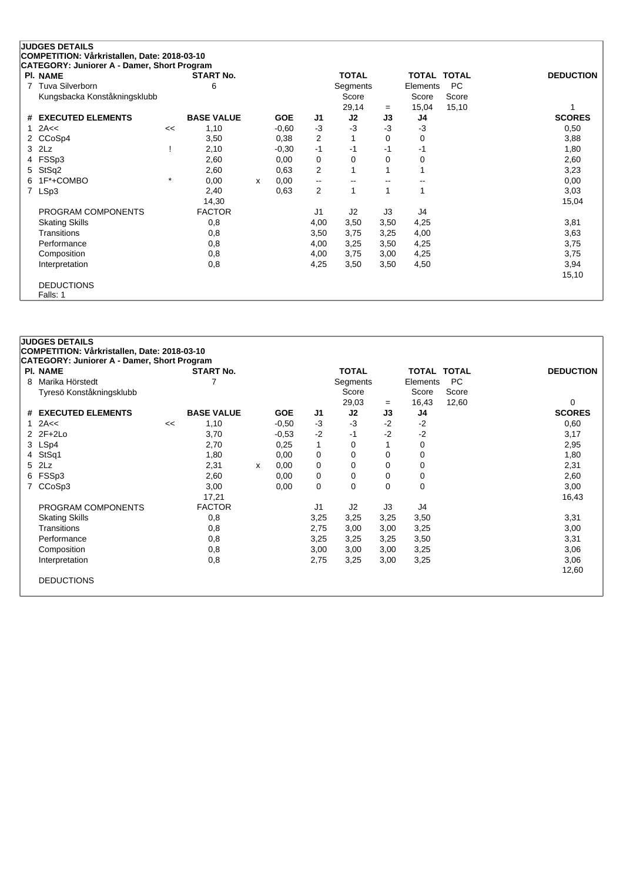## JUDGES DETAILS

**COMPETITION: Vårkristallen, Date: 2018-03-10**

**CATEGORY: Juniorer A - Damer, Short Program**

| Pl. | NAME | START No. | TOTAL Segments Score | = | TOTAL Elements Score | TOTAL PC Score | DEDUCTION |
|---|---|---|---|---|---|---|---|
| 7 | Tuva Silverborn, Kungsbacka Konståkningsklubb | 6 | 29,14 | = | 15,04 | 15,10 | 1 |

| # | EXECUTED ELEMENTS | | BASE VALUE | | GOE | J1 | J2 | J3 | J4 | SCORES |
|---|---|---|---|---|---|---|---|---|---|---|
| 1 | 2A<< | << | 1,10 | | -0,60 | -3 | -3 | -3 | -3 | 0,50 |
| 2 | CCoSp4 | | 3,50 | | 0,38 | 2 | 1 | 0 | 0 | 3,88 |
| 3 | 2Lz | ! | 2,10 | | -0,30 | -1 | -1 | -1 | -1 | 1,80 |
| 4 | FSSp3 | | 2,60 | | 0,00 | 0 | 0 | 0 | 0 | 2,60 |
| 5 | StSq2 | | 2,60 | | 0,63 | 2 | 1 | 1 | 1 | 3,23 |
| 6 | 1F*+COMBO | * | 0,00 | x | 0,00 | -- | -- | -- | -- | 0,00 |
| 7 | LSp3 | | 2,40 | | 0,63 | 2 | 1 | 1 | 1 | 3,03 |
| | | | 14,30 | | | | | | | 15,04 |

| PROGRAM COMPONENTS | FACTOR | J1 | J2 | J3 | J4 | |
|---|---|---|---|---|---|---|
| Skating Skills | 0,8 | 4,00 | 3,50 | 3,50 | 4,25 | 3,81 |
| Transitions | 0,8 | 3,50 | 3,75 | 3,25 | 4,00 | 3,63 |
| Performance | 0,8 | 4,00 | 3,25 | 3,50 | 4,25 | 3,75 |
| Composition | 0,8 | 4,00 | 3,75 | 3,00 | 4,25 | 3,75 |
| Interpretation | 0,8 | 4,25 | 3,50 | 3,50 | 4,50 | 3,94 |
| | | | | | | 15,10 |

DEDUCTIONS

Falls: 1

## JUDGES DETAILS

**COMPETITION: Vårkristallen, Date: 2018-03-10**

**CATEGORY: Juniorer A - Damer, Short Program**

| Pl. | NAME | START No. | TOTAL Segments Score | = | TOTAL Elements Score | TOTAL PC Score | DEDUCTION |
|---|---|---|---|---|---|---|---|
| 8 | Marika Hörstedt, Tyresö Konståkningsklubb | 7 | 29,03 | = | 16,43 | 12,60 | 0 |

| # | EXECUTED ELEMENTS | | BASE VALUE | | GOE | J1 | J2 | J3 | J4 | SCORES |
|---|---|---|---|---|---|---|---|---|---|---|
| 1 | 2A<< | << | 1,10 | | -0,50 | -3 | -3 | -2 | -2 | 0,60 |
| 2 | 2F+2Lo | | 3,70 | | -0,53 | -2 | -1 | -2 | -2 | 3,17 |
| 3 | LSp4 | | 2,70 | | 0,25 | 1 | 0 | 1 | 0 | 2,95 |
| 4 | StSq1 | | 1,80 | | 0,00 | 0 | 0 | 0 | 0 | 1,80 |
| 5 | 2Lz | | 2,31 | x | 0,00 | 0 | 0 | 0 | 0 | 2,31 |
| 6 | FSSp3 | | 2,60 | | 0,00 | 0 | 0 | 0 | 0 | 2,60 |
| 7 | CCoSp3 | | 3,00 | | 0,00 | 0 | 0 | 0 | 0 | 3,00 |
| | | | 17,21 | | | | | | | 16,43 |

| PROGRAM COMPONENTS | FACTOR | J1 | J2 | J3 | J4 | |
|---|---|---|---|---|---|---|
| Skating Skills | 0,8 | 3,25 | 3,25 | 3,25 | 3,50 | 3,31 |
| Transitions | 0,8 | 2,75 | 3,00 | 3,00 | 3,25 | 3,00 |
| Performance | 0,8 | 3,25 | 3,25 | 3,25 | 3,50 | 3,31 |
| Composition | 0,8 | 3,00 | 3,00 | 3,00 | 3,25 | 3,06 |
| Interpretation | 0,8 | 2,75 | 3,25 | 3,00 | 3,25 | 3,06 |
| | | | | | | 12,60 |

DEDUCTIONS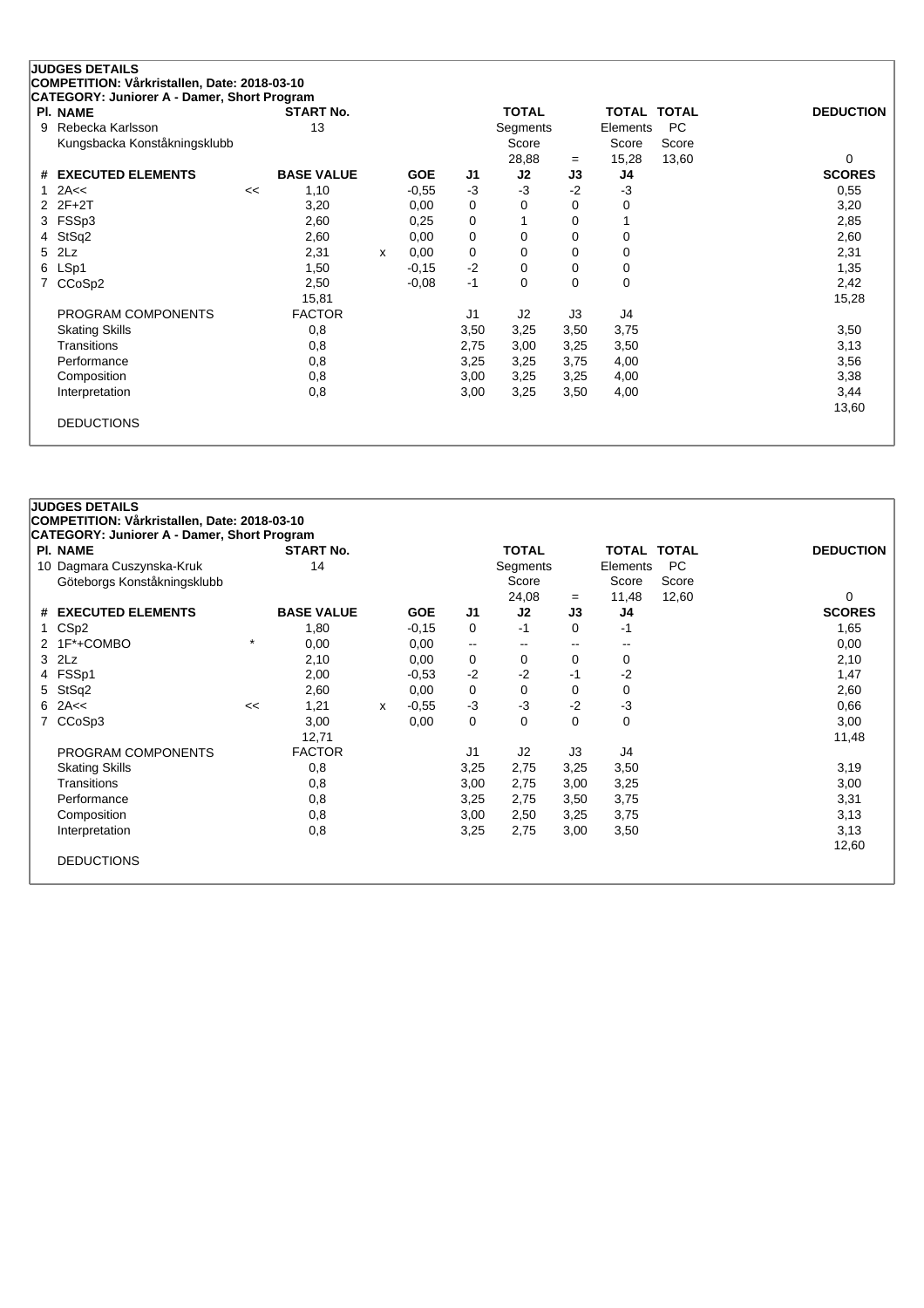## JUDGES DETAILS

**COMPETITION: Vårkristallen, Date: 2018-03-10**

**CATEGORY: Juniorer A - Damer, Short Program**

| Pl. | NAME | START No. | TOTAL Segments Score | = | TOTAL Elements Score | TOTAL PC Score | DEDUCTION |
|---|---|---|---|---|---|---|---|
| 9 | Rebecka Karlsson<br>Kungsbacka Konståkningsklubb | 13 | 28,88 | = | 15,28 | 13,60 | 0 |

| # | EXECUTED ELEMENTS | | BASE VALUE | | GOE | J1 | J2 | J3 | J4 | SCORES |
|---|---|---|---|---|---|---|---|---|---|---|
| 1 | 2A<< | << | 1,10 | | -0,55 | -3 | -3 | -2 | -3 | 0,55 |
| 2 | 2F+2T | | 3,20 | | 0,00 | 0 | 0 | 0 | 0 | 3,20 |
| 3 | FSSp3 | | 2,60 | | 0,25 | 0 | 1 | 0 | 1 | 2,85 |
| 4 | StSq2 | | 2,60 | | 0,00 | 0 | 0 | 0 | 0 | 2,60 |
| 5 | 2Lz | | 2,31 | x | 0,00 | 0 | 0 | 0 | 0 | 2,31 |
| 6 | LSp1 | | 1,50 | | -0,15 | -2 | 0 | 0 | 0 | 1,35 |
| 7 | CCoSp2 | | 2,50 | | -0,08 | -1 | 0 | 0 | 0 | 2,42 |
| | | | 15,81 | | | | | | | 15,28 |

| PROGRAM COMPONENTS | FACTOR | J1 | J2 | J3 | J4 | |
|---|---|---|---|---|---|---|
| Skating Skills | 0,8 | 3,50 | 3,25 | 3,50 | 3,75 | 3,50 |
| Transitions | 0,8 | 2,75 | 3,00 | 3,25 | 3,50 | 3,13 |
| Performance | 0,8 | 3,25 | 3,25 | 3,75 | 4,00 | 3,56 |
| Composition | 0,8 | 3,00 | 3,25 | 3,25 | 4,00 | 3,38 |
| Interpretation | 0,8 | 3,00 | 3,25 | 3,50 | 4,00 | 3,44 |
| | | | | | | 13,60 |

DEDUCTIONS

## JUDGES DETAILS

**COMPETITION: Vårkristallen, Date: 2018-03-10**

**CATEGORY: Juniorer A - Damer, Short Program**

| Pl. | NAME | START No. | TOTAL Segments Score | = | TOTAL Elements Score | TOTAL PC Score | DEDUCTION |
|---|---|---|---|---|---|---|---|
| 10 | Dagmara Cuszynska-Kruk<br>Göteborgs Konståkningsklubb | 14 | 24,08 | = | 11,48 | 12,60 | 0 |

| # | EXECUTED ELEMENTS | | BASE VALUE | | GOE | J1 | J2 | J3 | J4 | SCORES |
|---|---|---|---|---|---|---|---|---|---|---|
| 1 | CSp2 | | 1,80 | | -0,15 | 0 | -1 | 0 | -1 | 1,65 |
| 2 | 1F*+COMBO | * | 0,00 | | 0,00 | -- | -- | -- | -- | 0,00 |
| 3 | 2Lz | | 2,10 | | 0,00 | 0 | 0 | 0 | 0 | 2,10 |
| 4 | FSSp1 | | 2,00 | | -0,53 | -2 | -2 | -1 | -2 | 1,47 |
| 5 | StSq2 | | 2,60 | | 0,00 | 0 | 0 | 0 | 0 | 2,60 |
| 6 | 2A<< | << | 1,21 | x | -0,55 | -3 | -3 | -2 | -3 | 0,66 |
| 7 | CCoSp3 | | 3,00 | | 0,00 | 0 | 0 | 0 | 0 | 3,00 |
| | | | 12,71 | | | | | | | 11,48 |

| PROGRAM COMPONENTS | FACTOR | J1 | J2 | J3 | J4 | |
|---|---|---|---|---|---|---|
| Skating Skills | 0,8 | 3,25 | 2,75 | 3,25 | 3,50 | 3,19 |
| Transitions | 0,8 | 3,00 | 2,75 | 3,00 | 3,25 | 3,00 |
| Performance | 0,8 | 3,25 | 2,75 | 3,50 | 3,75 | 3,31 |
| Composition | 0,8 | 3,00 | 2,50 | 3,25 | 3,75 | 3,13 |
| Interpretation | 0,8 | 3,25 | 2,75 | 3,00 | 3,50 | 3,13 |
| | | | | | | 12,60 |

DEDUCTIONS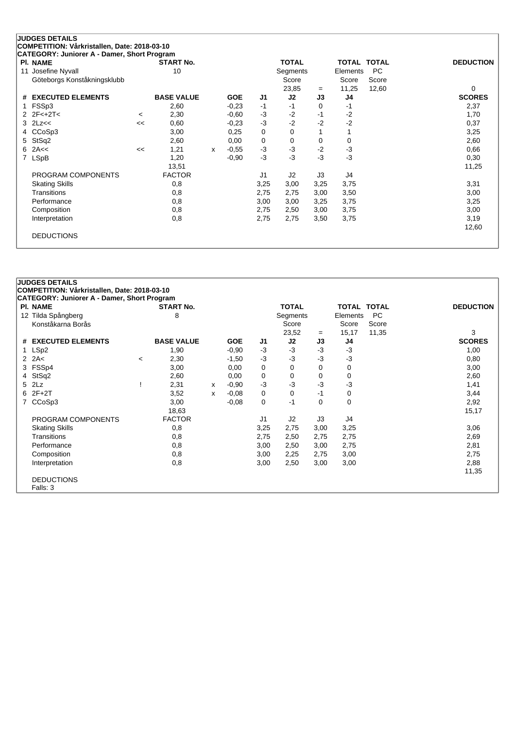## JUDGES DETAILS

**COMPETITION: Vårkristallen, Date: 2018-03-10**

**CATEGORY: Juniorer A - Damer, Short Program**

| Pl. | NAME | START No. | TOTAL Segments Score | = | TOTAL Elements Score | TOTAL PC Score | DEDUCTION |
|---|---|---|---|---|---|---|---|
| 11 | Josefine Nyvall | 10 | 23,85 | = | 11,25 | 12,60 | 0 |
| | Göteborgs Konståkningsklubb | | | | | | |

| # | EXECUTED ELEMENTS | | BASE VALUE | | GOE | J1 | J2 | J3 | J4 | SCORES |
|---|---|---|---|---|---|---|---|---|---|---|
| 1 | FSSp3 | | 2,60 | | -0,23 | -1 | -1 | 0 | -1 | 2,37 |
| 2 | 2F<+2T< | < | 2,30 | | -0,60 | -3 | -2 | -1 | -2 | 1,70 |
| 3 | 2Lz<< | << | 0,60 | | -0,23 | -3 | -2 | -2 | -2 | 0,37 |
| 4 | CCoSp3 | | 3,00 | | 0,25 | 0 | 0 | 1 | 1 | 3,25 |
| 5 | StSq2 | | 2,60 | | 0,00 | 0 | 0 | 0 | 0 | 2,60 |
| 6 | 2A<< | << | 1,21 | x | -0,55 | -3 | -3 | -2 | -3 | 0,66 |
| 7 | LSpB | | 1,20 | | -0,90 | -3 | -3 | -3 | -3 | 0,30 |
| | | | 13,51 | | | | | | | 11,25 |

| PROGRAM COMPONENTS | FACTOR | J1 | J2 | J3 | J4 | |
|---|---|---|---|---|---|---|
| Skating Skills | 0,8 | 3,25 | 3,00 | 3,25 | 3,75 | 3,31 |
| Transitions | 0,8 | 2,75 | 2,75 | 3,00 | 3,50 | 3,00 |
| Performance | 0,8 | 3,00 | 3,00 | 3,25 | 3,75 | 3,25 |
| Composition | 0,8 | 2,75 | 2,50 | 3,00 | 3,75 | 3,00 |
| Interpretation | 0,8 | 2,75 | 2,75 | 3,50 | 3,75 | 3,19 |
| | | | | | | 12,60 |

DEDUCTIONS

## JUDGES DETAILS

**COMPETITION: Vårkristallen, Date: 2018-03-10**

**CATEGORY: Juniorer A - Damer, Short Program**

| Pl. | NAME | START No. | TOTAL Segments Score | = | TOTAL Elements Score | TOTAL PC Score | DEDUCTION |
|---|---|---|---|---|---|---|---|
| 12 | Tilda Spångberg | 8 | 23,52 | = | 15,17 | 11,35 | 3 |
| | Konståkarna Borås | | | | | | |

| # | EXECUTED ELEMENTS | | BASE VALUE | | GOE | J1 | J2 | J3 | J4 | SCORES |
|---|---|---|---|---|---|---|---|---|---|---|
| 1 | LSp2 | | 1,90 | | -0,90 | -3 | -3 | -3 | -3 | 1,00 |
| 2 | 2A< | < | 2,30 | | -1,50 | -3 | -3 | -3 | -3 | 0,80 |
| 3 | FSSp4 | | 3,00 | | 0,00 | 0 | 0 | 0 | 0 | 3,00 |
| 4 | StSq2 | | 2,60 | | 0,00 | 0 | 0 | 0 | 0 | 2,60 |
| 5 | 2Lz | ! | 2,31 | x | -0,90 | -3 | -3 | -3 | -3 | 1,41 |
| 6 | 2F+2T | | 3,52 | x | -0,08 | 0 | 0 | -1 | 0 | 3,44 |
| 7 | CCoSp3 | | 3,00 | | -0,08 | 0 | -1 | 0 | 0 | 2,92 |
| | | | 18,63 | | | | | | | 15,17 |

| PROGRAM COMPONENTS | FACTOR | J1 | J2 | J3 | J4 | |
|---|---|---|---|---|---|---|
| Skating Skills | 0,8 | 3,25 | 2,75 | 3,00 | 3,25 | 3,06 |
| Transitions | 0,8 | 2,75 | 2,50 | 2,75 | 2,75 | 2,69 |
| Performance | 0,8 | 3,00 | 2,50 | 3,00 | 2,75 | 2,81 |
| Composition | 0,8 | 3,00 | 2,25 | 2,75 | 3,00 | 2,75 |
| Interpretation | 0,8 | 3,00 | 2,50 | 3,00 | 3,00 | 2,88 |
| | | | | | | 11,35 |

DEDUCTIONS

Falls: 3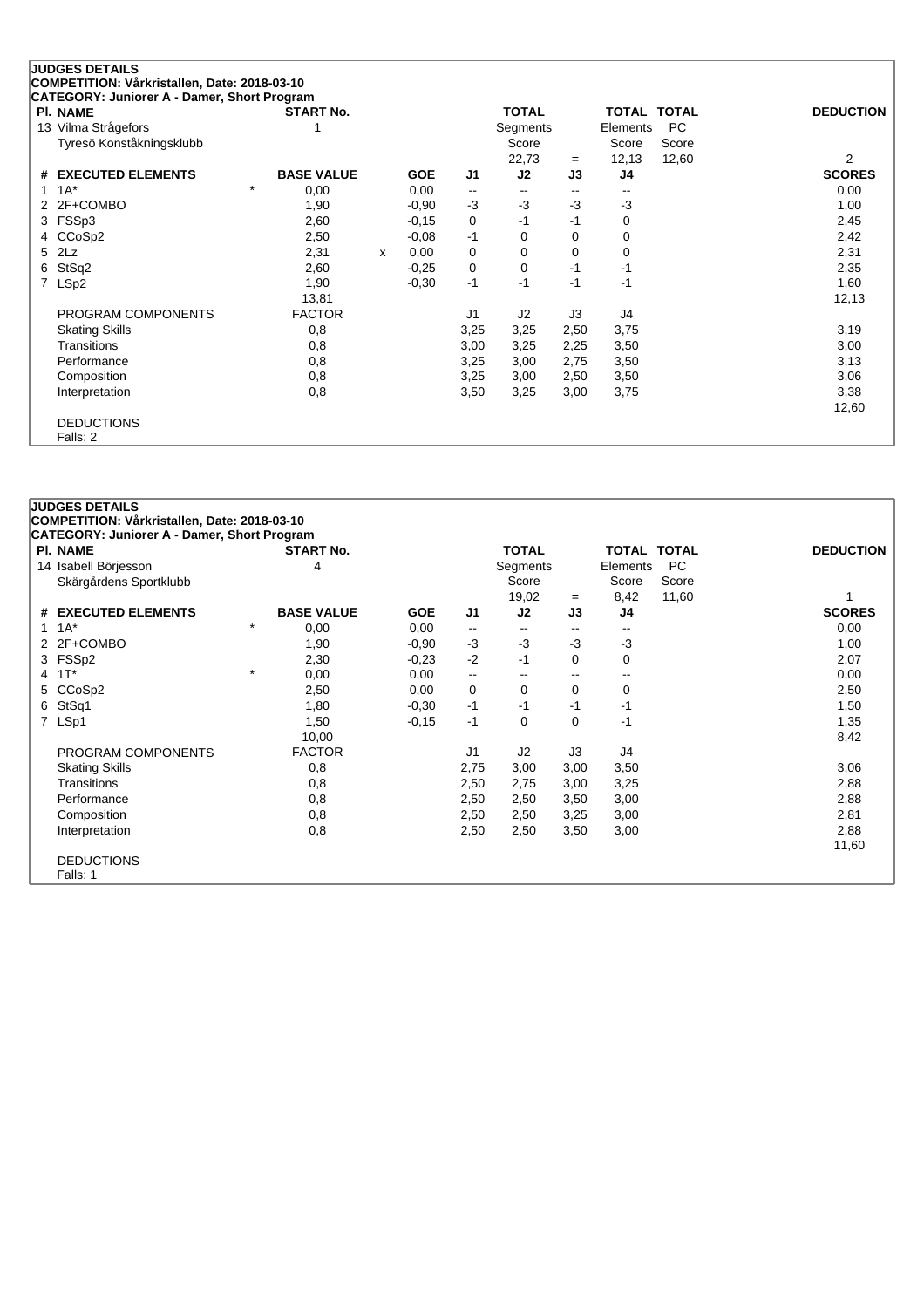**JUDGES DETAILS**
**COMPETITION: Vårkristallen, Date: 2018-03-10**
**CATEGORY: Juniorer A - Damer, Short Program**

| Pl. | NAME | START No. | TOTAL Segments Score | = | TOTAL Elements Score | TOTAL PC Score | DEDUCTION |
|---|---|---|---|---|---|---|---|
| 13 | Vilma Strågefors<br>Tyresö Konståkningsklubb | 1 | 22,73 | = | 12,13 | 12,60 | 2 |

| # | EXECUTED ELEMENTS | | BASE VALUE | | GOE | J1 | J2 | J3 | J4 | SCORES |
|---|---|---|---|---|---|---|---|---|---|---|
| 1 | 1A* | * | 0,00 | | 0,00 | -- | -- | -- | -- | 0,00 |
| 2 | 2F+COMBO | | 1,90 | | -0,90 | -3 | -3 | -3 | -3 | 1,00 |
| 3 | FSSp3 | | 2,60 | | -0,15 | 0 | -1 | -1 | 0 | 2,45 |
| 4 | CCoSp2 | | 2,50 | | -0,08 | -1 | 0 | 0 | 0 | 2,42 |
| 5 | 2Lz | | 2,31 | x | 0,00 | 0 | 0 | 0 | 0 | 2,31 |
| 6 | StSq2 | | 2,60 | | -0,25 | 0 | 0 | -1 | -1 | 2,35 |
| 7 | LSp2 | | 1,90 | | -0,30 | -1 | -1 | -1 | -1 | 1,60 |
| | | | 13,81 | | | | | | | 12,13 |

| PROGRAM COMPONENTS | FACTOR | J1 | J2 | J3 | J4 | SCORES |
|---|---|---|---|---|---|---|
| Skating Skills | 0,8 | 3,25 | 3,25 | 2,50 | 3,75 | 3,19 |
| Transitions | 0,8 | 3,00 | 3,25 | 2,25 | 3,50 | 3,00 |
| Performance | 0,8 | 3,25 | 3,00 | 2,75 | 3,50 | 3,13 |
| Composition | 0,8 | 3,25 | 3,00 | 2,50 | 3,50 | 3,06 |
| Interpretation | 0,8 | 3,50 | 3,25 | 3,00 | 3,75 | 3,38 |
| | | | | | | 12,60 |

DEDUCTIONS
Falls: 2

**JUDGES DETAILS**
**COMPETITION: Vårkristallen, Date: 2018-03-10**
**CATEGORY: Juniorer A - Damer, Short Program**

| Pl. | NAME | START No. | TOTAL Segments Score | = | TOTAL Elements Score | TOTAL PC Score | DEDUCTION |
|---|---|---|---|---|---|---|---|
| 14 | Isabell Börjesson<br>Skärgårdens Sportklubb | 4 | 19,02 | = | 8,42 | 11,60 | 1 |

| # | EXECUTED ELEMENTS | | BASE VALUE | GOE | J1 | J2 | J3 | J4 | SCORES |
|---|---|---|---|---|---|---|---|---|---|
| 1 | 1A* | * | 0,00 | 0,00 | -- | -- | -- | -- | 0,00 |
| 2 | 2F+COMBO | | 1,90 | -0,90 | -3 | -3 | -3 | -3 | 1,00 |
| 3 | FSSp2 | | 2,30 | -0,23 | -2 | -1 | 0 | 0 | 2,07 |
| 4 | 1T* | * | 0,00 | 0,00 | -- | -- | -- | -- | 0,00 |
| 5 | CCoSp2 | | 2,50 | 0,00 | 0 | 0 | 0 | 0 | 2,50 |
| 6 | StSq1 | | 1,80 | -0,30 | -1 | -1 | -1 | -1 | 1,50 |
| 7 | LSp1 | | 1,50 | -0,15 | -1 | 0 | 0 | -1 | 1,35 |
| | | | 10,00 | | | | | | 8,42 |

| PROGRAM COMPONENTS | FACTOR | J1 | J2 | J3 | J4 | SCORES |
|---|---|---|---|---|---|---|
| Skating Skills | 0,8 | 2,75 | 3,00 | 3,00 | 3,50 | 3,06 |
| Transitions | 0,8 | 2,50 | 2,75 | 3,00 | 3,25 | 2,88 |
| Performance | 0,8 | 2,50 | 2,50 | 3,50 | 3,00 | 2,88 |
| Composition | 0,8 | 2,50 | 2,50 | 3,25 | 3,00 | 2,81 |
| Interpretation | 0,8 | 2,50 | 2,50 | 3,50 | 3,00 | 2,88 |
| | | | | | | 11,60 |

DEDUCTIONS
Falls: 1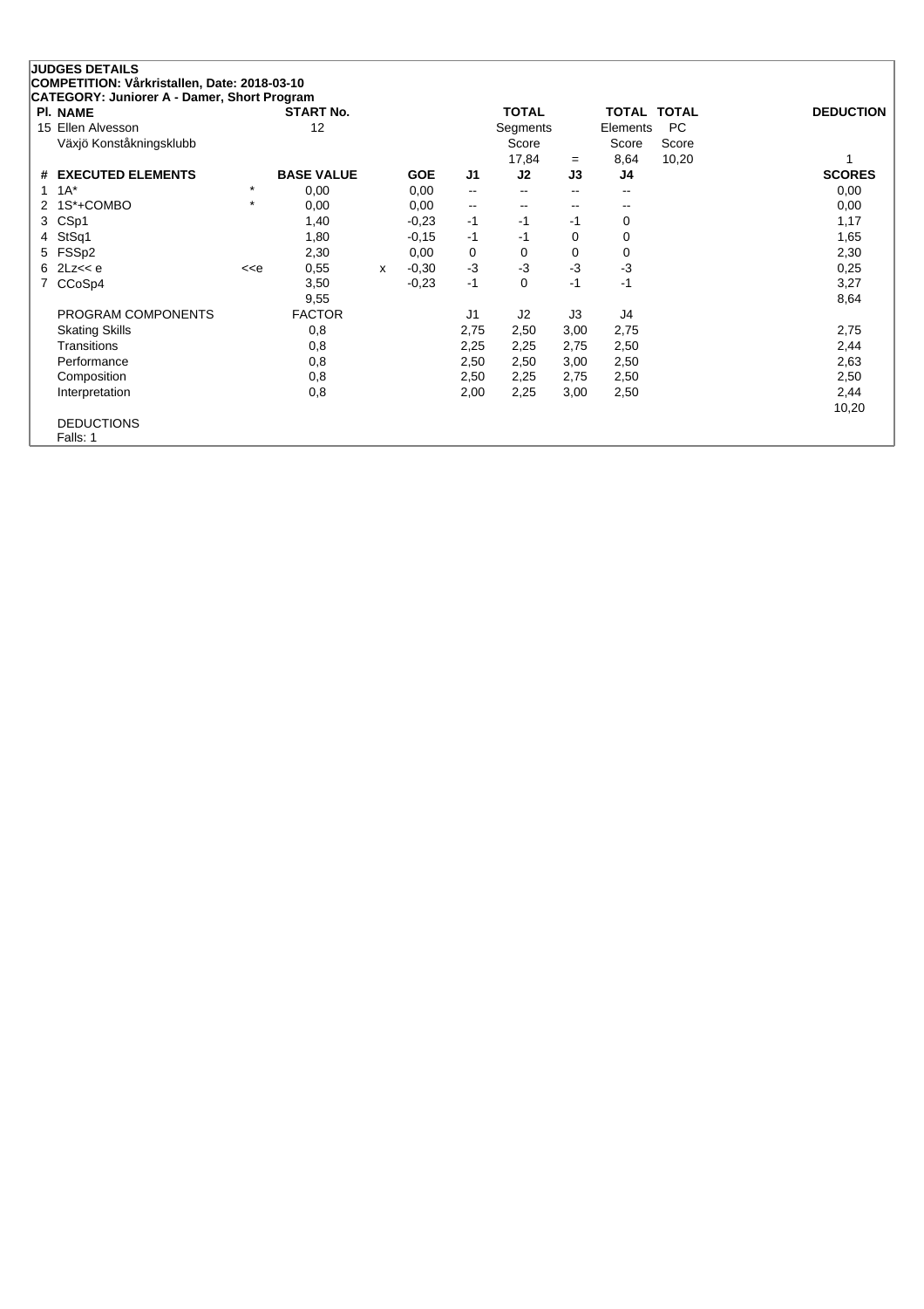**JUDGES DETAILS**

**COMPETITION: Vårkristallen, Date: 2018-03-10**

**CATEGORY: Juniorer A - Damer, Short Program**

| Pl. NAME | START No. | TOTAL Segments Score | | TOTAL Elements Score | TOTAL PC Score | DEDUCTION |
|---|---|---|---|---|---|---|
| 15 Ellen Alvesson<br>Växjö Konståkningsklubb | 12 | 17,84 | = | 8,64 | 10,20 | 1 |

| # | EXECUTED ELEMENTS | | BASE VALUE | | GOE | J1 | J2 | J3 | J4 | SCORES |
|---|---|---|---|---|---|---|---|---|---|---|
| 1 | 1A* | * | 0,00 | | 0,00 | -- | -- | -- | -- | 0,00 |
| 2 | 1S*+COMBO | * | 0,00 | | 0,00 | -- | -- | -- | -- | 0,00 |
| 3 | CSp1 | | 1,40 | | -0,23 | -1 | -1 | -1 | 0 | 1,17 |
| 4 | StSq1 | | 1,80 | | -0,15 | -1 | -1 | 0 | 0 | 1,65 |
| 5 | FSSp2 | | 2,30 | | 0,00 | 0 | 0 | 0 | 0 | 2,30 |
| 6 | 2Lz<< e | <<e | 0,55 | x | -0,30 | -3 | -3 | -3 | -3 | 0,25 |
| 7 | CCoSp4 | | 3,50 | | -0,23 | -1 | 0 | -1 | -1 | 3,27 |
| | | | 9,55 | | | | | | | 8,64 |

| PROGRAM COMPONENTS | FACTOR | J1 | J2 | J3 | J4 | |
|---|---|---|---|---|---|---|
| Skating Skills | 0,8 | 2,75 | 2,50 | 3,00 | 2,75 | 2,75 |
| Transitions | 0,8 | 2,25 | 2,25 | 2,75 | 2,50 | 2,44 |
| Performance | 0,8 | 2,50 | 2,50 | 3,00 | 2,50 | 2,63 |
| Composition | 0,8 | 2,50 | 2,25 | 2,75 | 2,50 | 2,50 |
| Interpretation | 0,8 | 2,00 | 2,25 | 3,00 | 2,50 | 2,44 |
| | | | | | | 10,20 |

DEDUCTIONS

Falls: 1